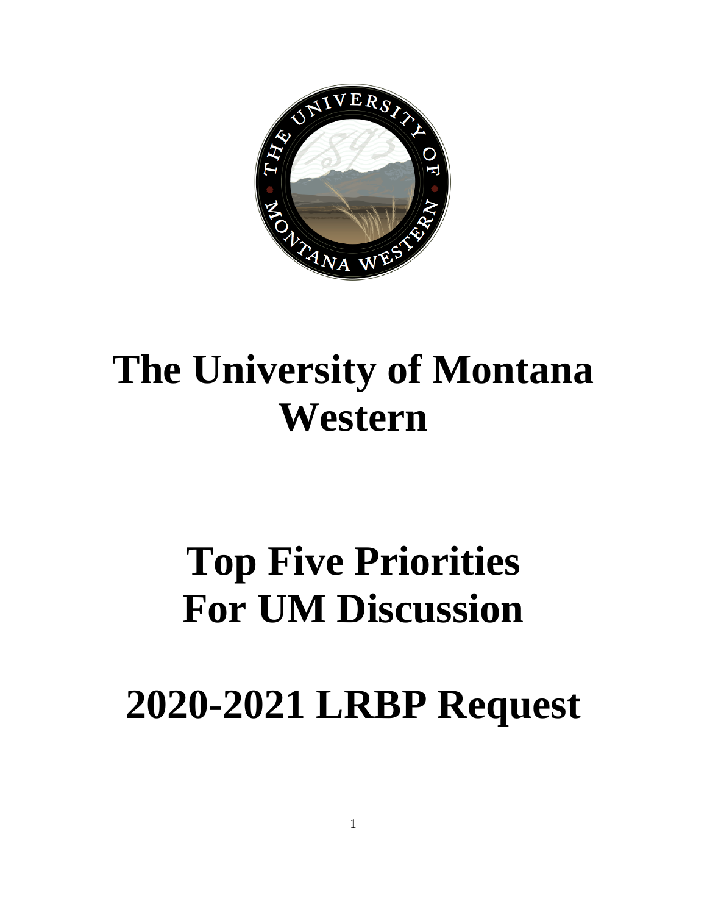# The University of Montana Western

# Top Five Priorities For UM Discussion

# 2020-2021 LRBP Request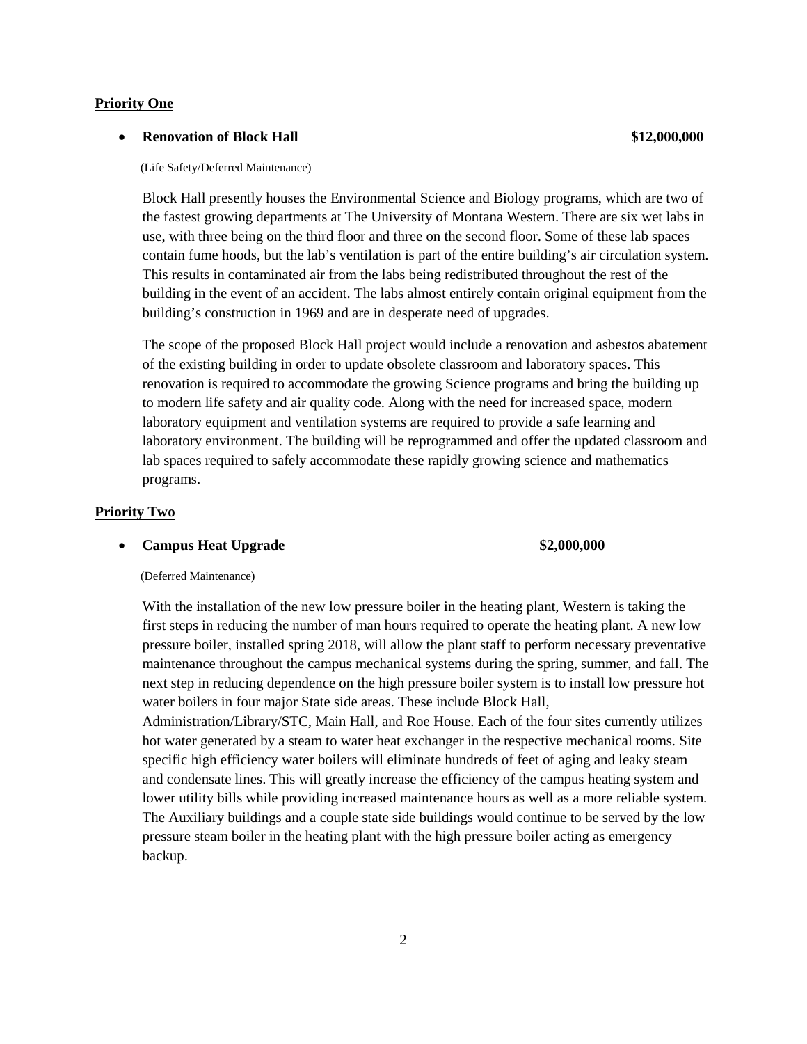**Priority One**

- **Renovation of Block Hall** **$12,000,000**

(Life Safety/Deferred Maintenance)

Block Hall presently houses the Environmental Science and Biology programs, which are two of the fastest growing departments at The University of Montana Western. There are six wet labs in use, with three being on the third floor and three on the second floor. Some of these lab spaces contain fume hoods, but the lab's ventilation is part of the entire building's air circulation system. This results in contaminated air from the labs being redistributed throughout the rest of the building in the event of an accident. The labs almost entirely contain original equipment from the building's construction in 1969 and are in desperate need of upgrades.

The scope of the proposed Block Hall project would include a renovation and asbestos abatement of the existing building in order to update obsolete classroom and laboratory spaces. This renovation is required to accommodate the growing Science programs and bring the building up to modern life safety and air quality code. Along with the need for increased space, modern laboratory equipment and ventilation systems are required to provide a safe learning and laboratory environment. The building will be reprogrammed and offer the updated classroom and lab spaces required to safely accommodate these rapidly growing science and mathematics programs.

**Priority Two**

- **Campus Heat Upgrade** **$2,000,000**

(Deferred Maintenance)

With the installation of the new low pressure boiler in the heating plant, Western is taking the first steps in reducing the number of man hours required to operate the heating plant. A new low pressure boiler, installed spring 2018, will allow the plant staff to perform necessary preventative maintenance throughout the campus mechanical systems during the spring, summer, and fall. The next step in reducing dependence on the high pressure boiler system is to install low pressure hot water boilers in four major State side areas. These include Block Hall, Administration/Library/STC, Main Hall, and Roe House. Each of the four sites currently utilizes hot water generated by a steam to water heat exchanger in the respective mechanical rooms. Site specific high efficiency water boilers will eliminate hundreds of feet of aging and leaky steam and condensate lines. This will greatly increase the efficiency of the campus heating system and lower utility bills while providing increased maintenance hours as well as a more reliable system. The Auxiliary buildings and a couple state side buildings would continue to be served by the low pressure steam boiler in the heating plant with the high pressure boiler acting as emergency backup.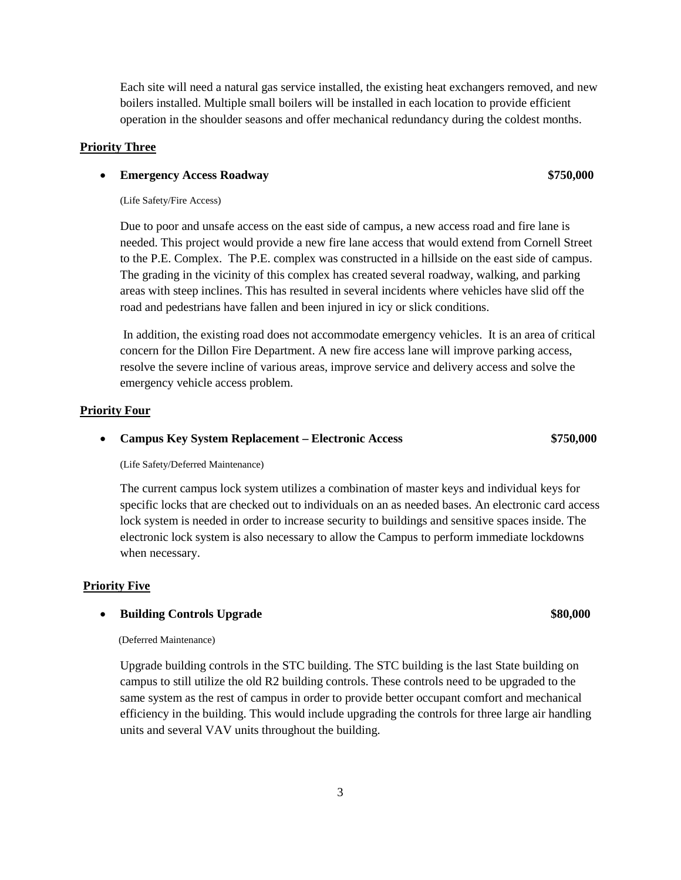Each site will need a natural gas service installed, the existing heat exchangers removed, and new boilers installed. Multiple small boilers will be installed in each location to provide efficient operation in the shoulder seasons and offer mechanical redundancy during the coldest months.

**Priority Three**

- **Emergency Access Roadway** **$750,000**

  (Life Safety/Fire Access)

  Due to poor and unsafe access on the east side of campus, a new access road and fire lane is needed. This project would provide a new fire lane access that would extend from Cornell Street to the P.E. Complex. The P.E. complex was constructed in a hillside on the east side of campus. The grading in the vicinity of this complex has created several roadway, walking, and parking areas with steep inclines. This has resulted in several incidents where vehicles have slid off the road and pedestrians have fallen and been injured in icy or slick conditions.

  In addition, the existing road does not accommodate emergency vehicles. It is an area of critical concern for the Dillon Fire Department. A new fire access lane will improve parking access, resolve the severe incline of various areas, improve service and delivery access and solve the emergency vehicle access problem.

**Priority Four**

- **Campus Key System Replacement – Electronic Access** **$750,000**

  (Life Safety/Deferred Maintenance)

  The current campus lock system utilizes a combination of master keys and individual keys for specific locks that are checked out to individuals on an as needed bases. An electronic card access lock system is needed in order to increase security to buildings and sensitive spaces inside. The electronic lock system is also necessary to allow the Campus to perform immediate lockdowns when necessary.

**Priority Five**

- **Building Controls Upgrade** **$80,000**

  (Deferred Maintenance)

  Upgrade building controls in the STC building. The STC building is the last State building on campus to still utilize the old R2 building controls. These controls need to be upgraded to the same system as the rest of campus in order to provide better occupant comfort and mechanical efficiency in the building. This would include upgrading the controls for three large air handling units and several VAV units throughout the building.